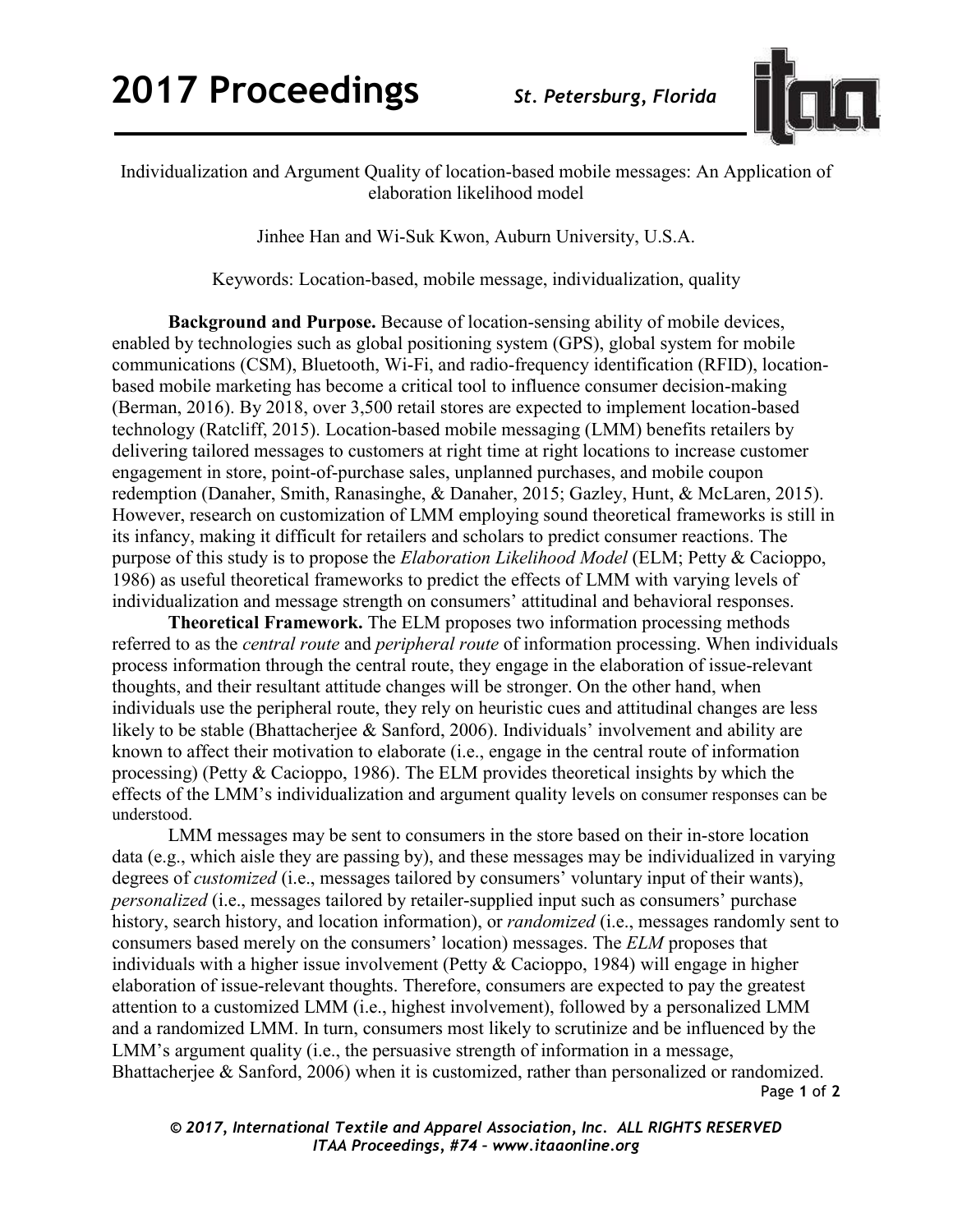Individualization and Argument Quality of location-based mobile messages: An Application of elaboration likelihood model

Jinhee Han and Wi-Suk Kwon, Auburn University, U.S.A.

Keywords: Location-based, mobile message, individualization, quality

**Background and Purpose.** Because of location-sensing ability of mobile devices, enabled by technologies such as global positioning system (GPS), global system for mobile communications (CSM), Bluetooth, Wi-Fi, and radio-frequency identification (RFID), location-based mobile marketing has become a critical tool to influence consumer decision-making (Berman, 2016). By 2018, over 3,500 retail stores are expected to implement location-based technology (Ratcliff, 2015). Location-based mobile messaging (LMM) benefits retailers by delivering tailored messages to customers at right time at right locations to increase customer engagement in store, point-of-purchase sales, unplanned purchases, and mobile coupon redemption (Danaher, Smith, Ranasinghe, & Danaher, 2015; Gazley, Hunt, & McLaren, 2015). However, research on customization of LMM employing sound theoretical frameworks is still in its infancy, making it difficult for retailers and scholars to predict consumer reactions. The purpose of this study is to propose the *Elaboration Likelihood Model* (ELM; Petty & Cacioppo, 1986) as useful theoretical frameworks to predict the effects of LMM with varying levels of individualization and message strength on consumers' attitudinal and behavioral responses.

**Theoretical Framework.** The ELM proposes two information processing methods referred to as the *central route* and *peripheral route* of information processing. When individuals process information through the central route, they engage in the elaboration of issue-relevant thoughts, and their resultant attitude changes will be stronger. On the other hand, when individuals use the peripheral route, they rely on heuristic cues and attitudinal changes are less likely to be stable (Bhattacherjee & Sanford, 2006). Individuals' involvement and ability are known to affect their motivation to elaborate (i.e., engage in the central route of information processing) (Petty & Cacioppo, 1986). The ELM provides theoretical insights by which the effects of the LMM's individualization and argument quality levels on consumer responses can be understood.

LMM messages may be sent to consumers in the store based on their in-store location data (e.g., which aisle they are passing by), and these messages may be individualized in varying degrees of *customized* (i.e., messages tailored by consumers' voluntary input of their wants), *personalized* (i.e., messages tailored by retailer-supplied input such as consumers' purchase history, search history, and location information), or *randomized* (i.e., messages randomly sent to consumers based merely on the consumers' location) messages. The *ELM* proposes that individuals with a higher issue involvement (Petty & Cacioppo, 1984) will engage in higher elaboration of issue-relevant thoughts. Therefore, consumers are expected to pay the greatest attention to a customized LMM (i.e., highest involvement), followed by a personalized LMM and a randomized LMM. In turn, consumers most likely to scrutinize and be influenced by the LMM's argument quality (i.e., the persuasive strength of information in a message, Bhattacherjee & Sanford, 2006) when it is customized, rather than personalized or randomized.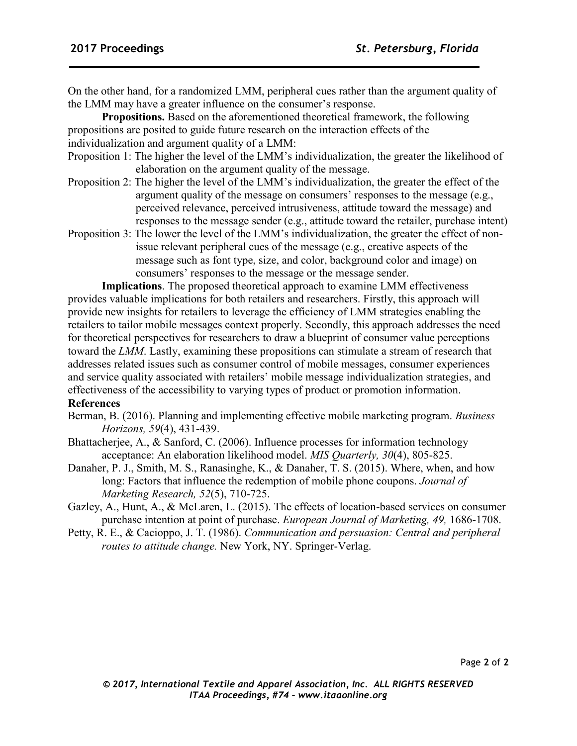On the other hand, for a randomized LMM, peripheral cues rather than the argument quality of the LMM may have a greater influence on the consumer's response.

**Propositions.** Based on the aforementioned theoretical framework, the following propositions are posited to guide future research on the interaction effects of the individualization and argument quality of a LMM:

Proposition 1: The higher the level of the LMM's individualization, the greater the likelihood of elaboration on the argument quality of the message.

Proposition 2: The higher the level of the LMM's individualization, the greater the effect of the argument quality of the message on consumers' responses to the message (e.g., perceived relevance, perceived intrusiveness, attitude toward the message) and responses to the message sender (e.g., attitude toward the retailer, purchase intent)

Proposition 3: The lower the level of the LMM's individualization, the greater the effect of non-issue relevant peripheral cues of the message (e.g., creative aspects of the message such as font type, size, and color, background color and image) on consumers' responses to the message or the message sender.

**Implications**. The proposed theoretical approach to examine LMM effectiveness provides valuable implications for both retailers and researchers. Firstly, this approach will provide new insights for retailers to leverage the efficiency of LMM strategies enabling the retailers to tailor mobile messages context properly. Secondly, this approach addresses the need for theoretical perspectives for researchers to draw a blueprint of consumer value perceptions toward the *LMM*. Lastly, examining these propositions can stimulate a stream of research that addresses related issues such as consumer control of mobile messages, consumer experiences and service quality associated with retailers' mobile message individualization strategies, and effectiveness of the accessibility to varying types of product or promotion information.

**References**

Berman, B. (2016). Planning and implementing effective mobile marketing program. *Business Horizons, 59*(4), 431-439.

Bhattacherjee, A., & Sanford, C. (2006). Influence processes for information technology acceptance: An elaboration likelihood model. *MIS Quarterly, 30*(4), 805-825.

Danaher, P. J., Smith, M. S., Ranasinghe, K., & Danaher, T. S. (2015). Where, when, and how long: Factors that influence the redemption of mobile phone coupons. *Journal of Marketing Research, 52*(5), 710-725.

Gazley, A., Hunt, A., & McLaren, L. (2015). The effects of location-based services on consumer purchase intention at point of purchase. *European Journal of Marketing, 49,* 1686-1708.

Petty, R. E., & Cacioppo, J. T. (1986). *Communication and persuasion: Central and peripheral routes to attitude change.* New York, NY. Springer-Verlag.